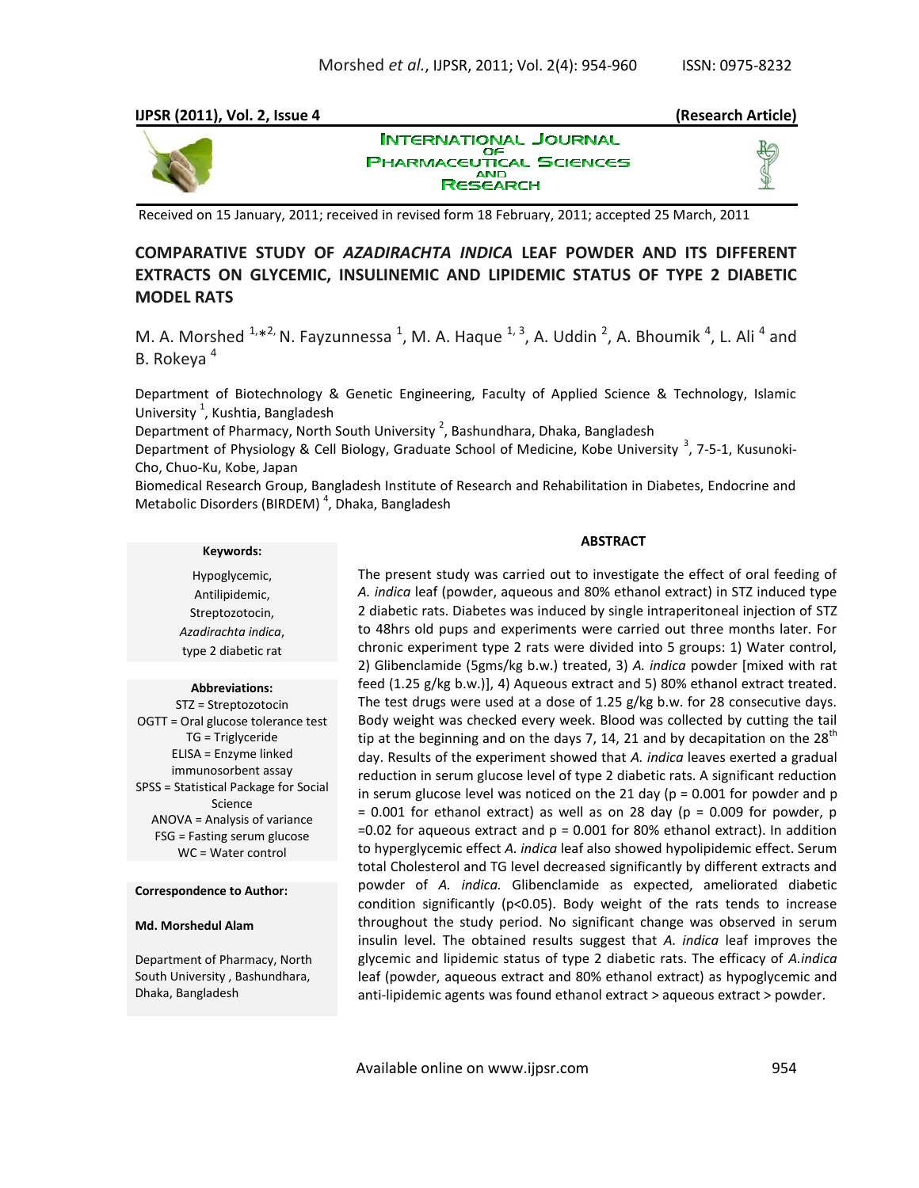**IJPSR (2011), Vol. 2, Issue 4** **(Research Article)**

INTERNATIONAL JOURNAL OF PHARMACEUTICAL SCIENCES AND RESEARCH

Received on 15 January, 2011; received in revised form 18 February, 2011; accepted 25 March, 2011

# COMPARATIVE STUDY OF *AZADIRACHTA INDICA* LEAF POWDER AND ITS DIFFERENT EXTRACTS ON GLYCEMIC, INSULINEMIC AND LIPIDEMIC STATUS OF TYPE 2 DIABETIC MODEL RATS

M. A. Morshed [1,*2], N. Fayzunnessa [1], M. A. Haque [1, 3], A. Uddin [2], A. Bhoumik [4], L. Ali [4] and B. Rokeya [4]

Department of Biotechnology & Genetic Engineering, Faculty of Applied Science & Technology, Islamic University [1], Kushtia, Bangladesh

Department of Pharmacy, North South University [2], Bashundhara, Dhaka, Bangladesh

Department of Physiology & Cell Biology, Graduate School of Medicine, Kobe University [3], 7-5-1, Kusunoki-Cho, Chuo-Ku, Kobe, Japan

Biomedical Research Group, Bangladesh Institute of Research and Rehabilitation in Diabetes, Endocrine and Metabolic Disorders (BIRDEM) [4], Dhaka, Bangladesh

**Keywords:**

Hypoglycemic,
Antilipidemic,
Streptozotocin,
*Azadirachta indica*,
type 2 diabetic rat

**Abbreviations:**

STZ = Streptozotocin
OGTT = Oral glucose tolerance test
TG = Triglyceride
ELISA = Enzyme linked immunosorbent assay
SPSS = Statistical Package for Social Science
ANOVA = Analysis of variance
FSG = Fasting serum glucose
WC = Water control

**Correspondence to Author:**

**Md. Morshedul Alam**

Department of Pharmacy, North South University , Bashundhara, Dhaka, Bangladesh

## ABSTRACT

The present study was carried out to investigate the effect of oral feeding of *A. indica* leaf (powder, aqueous and 80% ethanol extract) in STZ induced type 2 diabetic rats. Diabetes was induced by single intraperitoneal injection of STZ to 48hrs old pups and experiments were carried out three months later. For chronic experiment type 2 rats were divided into 5 groups: 1) Water control, 2) Glibenclamide (5gms/kg b.w.) treated, 3) *A. indica* powder [mixed with rat feed (1.25 g/kg b.w.)], 4) Aqueous extract and 5) 80% ethanol extract treated. The test drugs were used at a dose of 1.25 g/kg b.w. for 28 consecutive days. Body weight was checked every week. Blood was collected by cutting the tail tip at the beginning and on the days 7, 14, 21 and by decapitation on the 28$^{th}$ day. Results of the experiment showed that *A. indica* leaves exerted a gradual reduction in serum glucose level of type 2 diabetic rats. A significant reduction in serum glucose level was noticed on the 21 day ($p = 0.001$ for powder and $p = 0.001$ for ethanol extract) as well as on 28 day ($p = 0.009$ for powder, $p = 0.02$ for aqueous extract and $p = 0.001$ for 80% ethanol extract). In addition to hyperglycemic effect *A. indica* leaf also showed hypolipidemic effect. Serum total Cholesterol and TG level decreased significantly by different extracts and powder of *A. indica.* Glibenclamide as expected, ameliorated diabetic condition significantly ($p<0.05$). Body weight of the rats tends to increase throughout the study period. No significant change was observed in serum insulin level. The obtained results suggest that *A. indica* leaf improves the glycemic and lipidemic status of type 2 diabetic rats. The efficacy of *A.indica* leaf (powder, aqueous extract and 80% ethanol extract) as hypoglycemic and anti-lipidemic agents was found ethanol extract > aqueous extract > powder.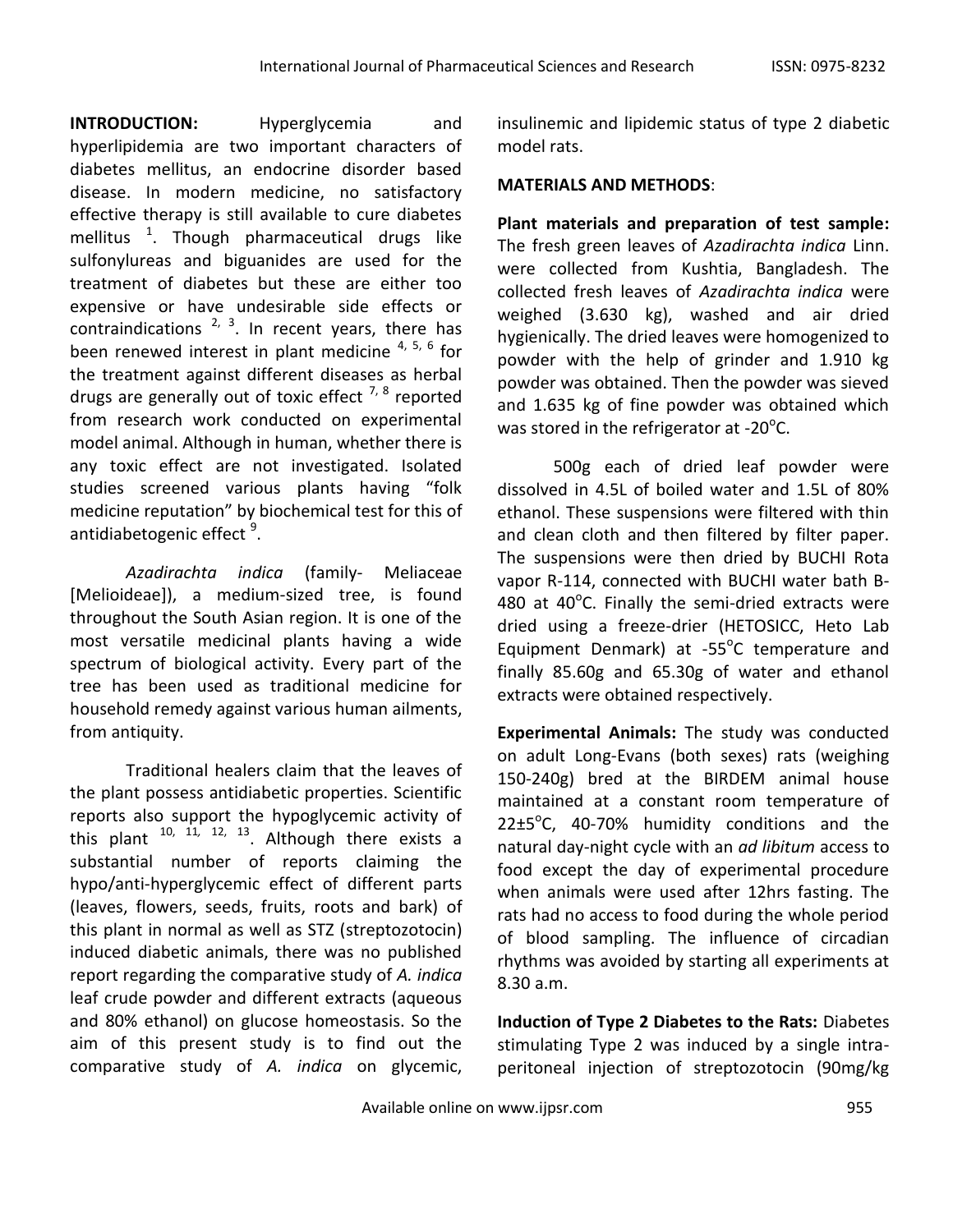**INTRODUCTION:** Hyperglycemia and hyperlipidemia are two important characters of diabetes mellitus, an endocrine disorder based disease. In modern medicine, no satisfactory effective therapy is still available to cure diabetes mellitus [1]. Though pharmaceutical drugs like sulfonylureas and biguanides are used for the treatment of diabetes but these are either too expensive or have undesirable side effects or contraindications [2, 3]. In recent years, there has been renewed interest in plant medicine [4, 5, 6] for the treatment against different diseases as herbal drugs are generally out of toxic effect [7, 8] reported from research work conducted on experimental model animal. Although in human, whether there is any toxic effect are not investigated. Isolated studies screened various plants having "folk medicine reputation" by biochemical test for this of antidiabetogenic effect [9].

*Azadirachta indica* (family- Meliaceae [Melioideae]), a medium-sized tree, is found throughout the South Asian region. It is one of the most versatile medicinal plants having a wide spectrum of biological activity. Every part of the tree has been used as traditional medicine for household remedy against various human ailments, from antiquity.

Traditional healers claim that the leaves of the plant possess antidiabetic properties. Scientific reports also support the hypoglycemic activity of this plant [10, 11, 12, 13]. Although there exists a substantial number of reports claiming the hypo/anti-hyperglycemic effect of different parts (leaves, flowers, seeds, fruits, roots and bark) of this plant in normal as well as STZ (streptozotocin) induced diabetic animals, there was no published report regarding the comparative study of *A. indica* leaf crude powder and different extracts (aqueous and 80% ethanol) on glucose homeostasis. So the aim of this present study is to find out the comparative study of *A. indica* on glycemic, insulinemic and lipidemic status of type 2 diabetic model rats.

## MATERIALS AND METHODS:

**Plant materials and preparation of test sample:** The fresh green leaves of *Azadirachta indica* Linn. were collected from Kushtia, Bangladesh. The collected fresh leaves of *Azadirachta indica* were weighed (3.630 kg), washed and air dried hygienically. The dried leaves were homogenized to powder with the help of grinder and 1.910 kg powder was obtained. Then the powder was sieved and 1.635 kg of fine powder was obtained which was stored in the refrigerator at -20°C.

500g each of dried leaf powder were dissolved in 4.5L of boiled water and 1.5L of 80% ethanol. These suspensions were filtered with thin and clean cloth and then filtered by filter paper. The suspensions were then dried by BUCHI Rota vapor R-114, connected with BUCHI water bath B-480 at 40°C. Finally the semi-dried extracts were dried using a freeze-drier (HETOSICC, Heto Lab Equipment Denmark) at -55°C temperature and finally 85.60g and 65.30g of water and ethanol extracts were obtained respectively.

**Experimental Animals:** The study was conducted on adult Long-Evans (both sexes) rats (weighing 150-240g) bred at the BIRDEM animal house maintained at a constant room temperature of 22±5°C, 40-70% humidity conditions and the natural day-night cycle with an *ad libitum* access to food except the day of experimental procedure when animals were used after 12hrs fasting. The rats had no access to food during the whole period of blood sampling. The influence of circadian rhythms was avoided by starting all experiments at 8.30 a.m.

**Induction of Type 2 Diabetes to the Rats:** Diabetes stimulating Type 2 was induced by a single intra-peritoneal injection of streptozotocin (90mg/kg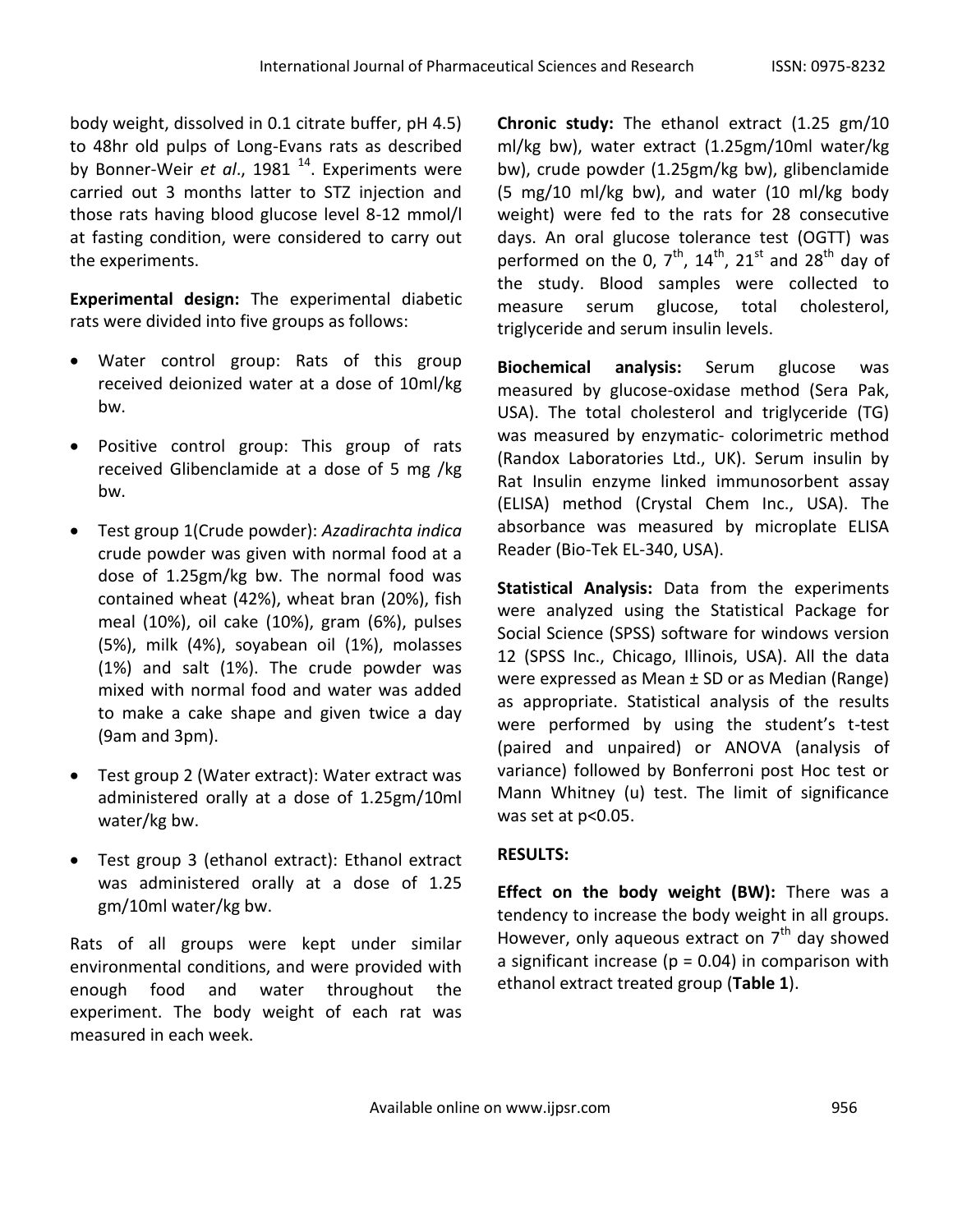body weight, dissolved in 0.1 citrate buffer, pH 4.5) to 48hr old pulps of Long-Evans rats as described by Bonner-Weir *et al*., 1981 [14]. Experiments were carried out 3 months latter to STZ injection and those rats having blood glucose level 8-12 mmol/l at fasting condition, were considered to carry out the experiments.

**Experimental design:** The experimental diabetic rats were divided into five groups as follows:

- Water control group: Rats of this group received deionized water at a dose of 10ml/kg bw.
- Positive control group: This group of rats received Glibenclamide at a dose of 5 mg /kg bw.
- Test group 1(Crude powder): *Azadirachta indica* crude powder was given with normal food at a dose of 1.25gm/kg bw. The normal food was contained wheat (42%), wheat bran (20%), fish meal (10%), oil cake (10%), gram (6%), pulses (5%), milk (4%), soyabean oil (1%), molasses (1%) and salt (1%). The crude powder was mixed with normal food and water was added to make a cake shape and given twice a day (9am and 3pm).
- Test group 2 (Water extract): Water extract was administered orally at a dose of 1.25gm/10ml water/kg bw.
- Test group 3 (ethanol extract): Ethanol extract was administered orally at a dose of 1.25 gm/10ml water/kg bw.

Rats of all groups were kept under similar environmental conditions, and were provided with enough food and water throughout the experiment. The body weight of each rat was measured in each week.

**Chronic study:** The ethanol extract (1.25 gm/10 ml/kg bw), water extract (1.25gm/10ml water/kg bw), crude powder (1.25gm/kg bw), glibenclamide (5 mg/10 ml/kg bw), and water (10 ml/kg body weight) were fed to the rats for 28 consecutive days. An oral glucose tolerance test (OGTT) was performed on the 0, 7th, 14th, 21st and 28th day of the study. Blood samples were collected to measure serum glucose, total cholesterol, triglyceride and serum insulin levels.

**Biochemical analysis:** Serum glucose was measured by glucose-oxidase method (Sera Pak, USA). The total cholesterol and triglyceride (TG) was measured by enzymatic- colorimetric method (Randox Laboratories Ltd., UK). Serum insulin by Rat Insulin enzyme linked immunosorbent assay (ELISA) method (Crystal Chem Inc., USA). The absorbance was measured by microplate ELISA Reader (Bio-Tek EL-340, USA).

**Statistical Analysis:** Data from the experiments were analyzed using the Statistical Package for Social Science (SPSS) software for windows version 12 (SPSS Inc., Chicago, Illinois, USA). All the data were expressed as Mean ± SD or as Median (Range) as appropriate. Statistical analysis of the results were performed by using the student's t-test (paired and unpaired) or ANOVA (analysis of variance) followed by Bonferroni post Hoc test or Mann Whitney (u) test. The limit of significance was set at $p<0.05$.

**RESULTS:**

**Effect on the body weight (BW):** There was a tendency to increase the body weight in all groups. However, only aqueous extract on 7th day showed a significant increase ($p = 0.04$) in comparison with ethanol extract treated group (**Table 1**).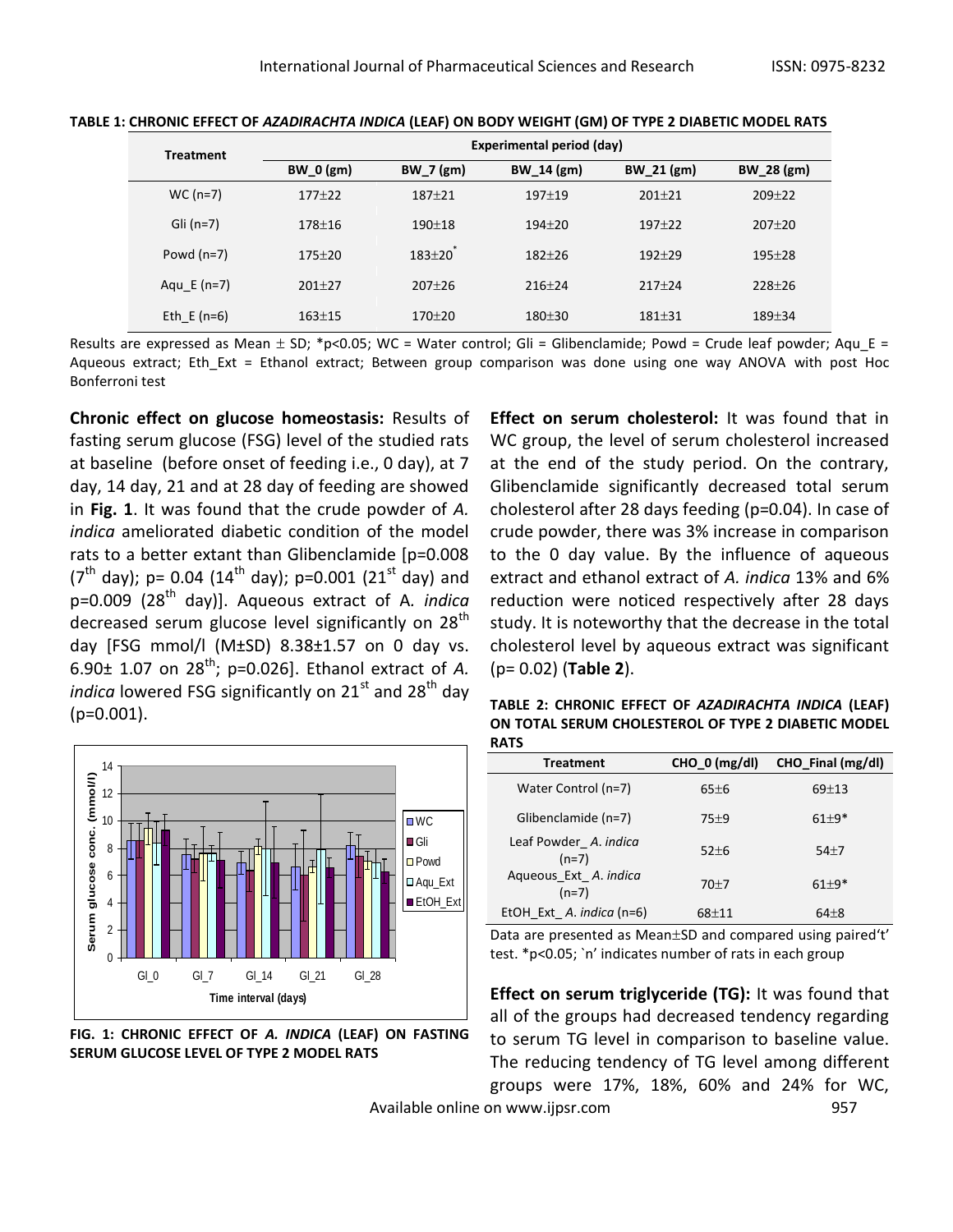**TABLE 1: CHRONIC EFFECT OF *AZADIRACHTA INDICA* (LEAF) ON BODY WEIGHT (GM) OF TYPE 2 DIABETIC MODEL RATS**

| Treatment | Experimental period (day) | | | | |
|---|---|---|---|---|---|
| | BW_0 (gm) | BW_7 (gm) | BW_14 (gm) | BW_21 (gm) | BW_28 (gm) |
| WC (n=7) | 177±22 | 187±21 | 197±19 | 201±21 | 209±22 |
| Gli (n=7) | 178±16 | 190±18 | 194±20 | 197±22 | 207±20 |
| Powd (n=7) | 175±20 | 183±20* | 182±26 | 192±29 | 195±28 |
| Aqu_E (n=7) | 201±27 | 207±26 | 216±24 | 217±24 | 228±26 |
| Eth_E (n=6) | 163±15 | 170±20 | 180±30 | 181±31 | 189±34 |

Results are expressed as Mean ± SD; *p<0.05; WC = Water control; Gli = Glibenclamide; Powd = Crude leaf powder; Aqu_E = Aqueous extract; Eth_Ext = Ethanol extract; Between group comparison was done using one way ANOVA with post Hoc Bonferroni test

**Chronic effect on glucose homeostasis:** Results of fasting serum glucose (FSG) level of the studied rats at baseline (before onset of feeding i.e., 0 day), at 7 day, 14 day, 21 and at 28 day of feeding are showed in **Fig. 1**. It was found that the crude powder of *A. indica* ameliorated diabetic condition of the model rats to a better extant than Glibenclamide [p=0.008 ($7^{th}$ day); p= 0.04 ($14^{th}$ day); p=0.001 ($21^{st}$ day) and p=0.009 ($28^{th}$ day)]. Aqueous extract of A. *indica* decreased serum glucose level significantly on $28^{th}$ day [FSG mmol/l (M±SD) 8.38±1.57 on 0 day vs. 6.90± 1.07 on $28^{th}$; p=0.026]. Ethanol extract of *A. indica* lowered FSG significantly on $21^{st}$ and $28^{th}$ day (p=0.001).

**FIG. 1: CHRONIC EFFECT OF *A. INDICA* (LEAF) ON FASTING SERUM GLUCOSE LEVEL OF TYPE 2 MODEL RATS**

**Effect on serum cholesterol:** It was found that in WC group, the level of serum cholesterol increased at the end of the study period. On the contrary, Glibenclamide significantly decreased total serum cholesterol after 28 days feeding (p=0.04). In case of crude powder, there was 3% increase in comparison to the 0 day value. By the influence of aqueous extract and ethanol extract of *A. indica* 13% and 6% reduction were noticed respectively after 28 days study. It is noteworthy that the decrease in the total cholesterol level by aqueous extract was significant (p= 0.02) (**Table 2**).

**TABLE 2: CHRONIC EFFECT OF *AZADIRACHTA INDICA* (LEAF) ON TOTAL SERUM CHOLESTEROL OF TYPE 2 DIABETIC MODEL RATS**

| Treatment | CHO_0 (mg/dl) | CHO_Final (mg/dl) |
|---|---|---|
| Water Control (n=7) | 65±6 | 69±13 |
| Glibenclamide (n=7) | 75±9 | 61±9* |
| Leaf Powder_ *A. indica* (n=7) | 52±6 | 54±7 |
| Aqueous_Ext_ *A. indica* (n=7) | 70±7 | 61±9* |
| EtOH_Ext_ *A. indica* (n=6) | 68±11 | 64±8 |

Data are presented as Mean±SD and compared using paired't' test. *p<0.05; `n' indicates number of rats in each group

**Effect on serum triglyceride (TG):** It was found that all of the groups had decreased tendency regarding to serum TG level in comparison to baseline value. The reducing tendency of TG level among different groups were 17%, 18%, 60% and 24% for WC,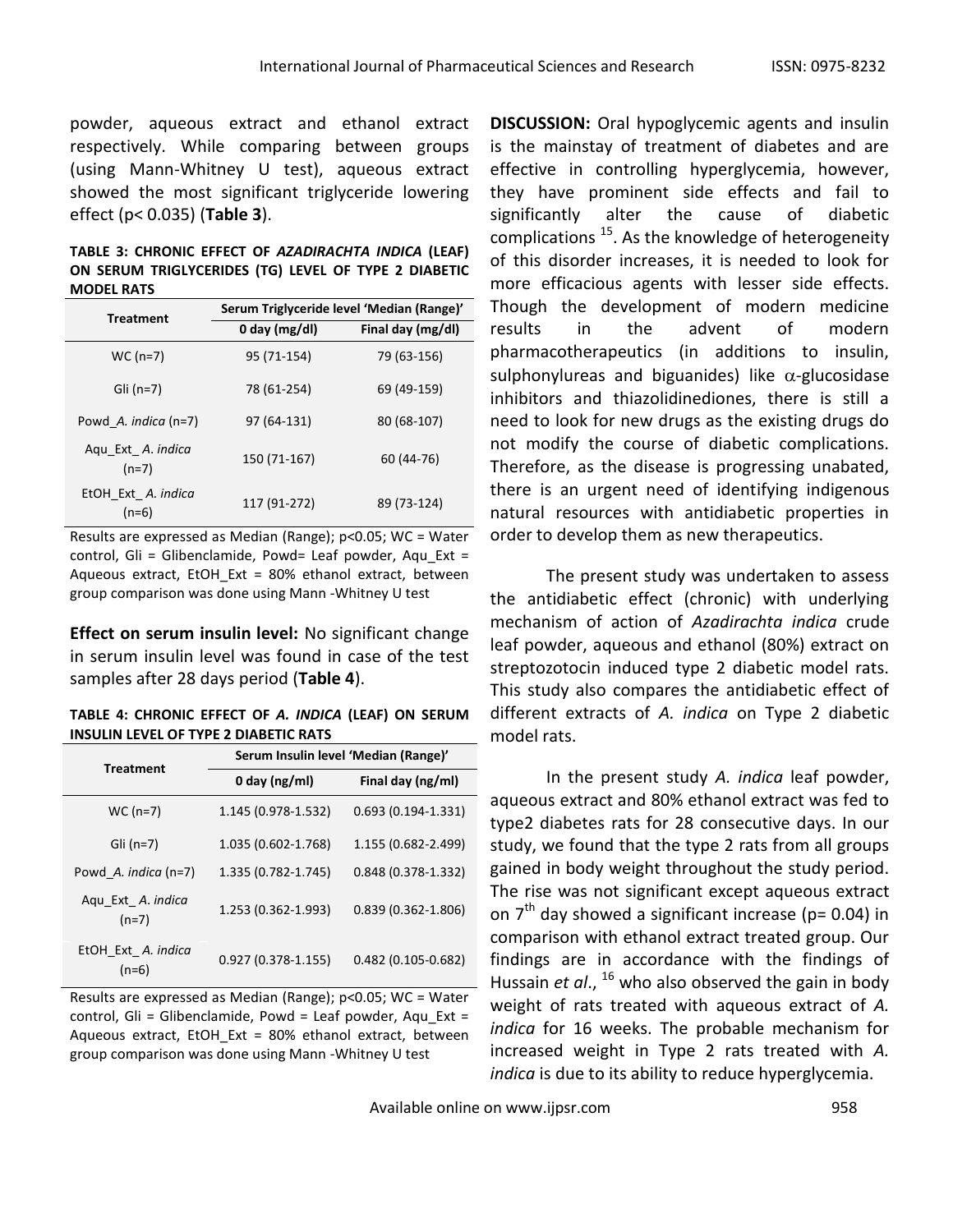powder, aqueous extract and ethanol extract respectively. While comparing between groups (using Mann-Whitney U test), aqueous extract showed the most significant triglyceride lowering effect ($p < 0.035$) (**Table 3**).

**TABLE 3: CHRONIC EFFECT OF *AZADIRACHTA INDICA* (LEAF) ON SERUM TRIGLYCERIDES (TG) LEVEL OF TYPE 2 DIABETIC MODEL RATS**

| Treatment | Serum Triglyceride level 'Median (Range)' | |
|---|---|---|
| | 0 day (mg/dl) | Final day (mg/dl) |
| WC (n=7) | 95 (71-154) | 79 (63-156) |
| Gli (n=7) | 78 (61-254) | 69 (49-159) |
| Powd_*A. indica* (n=7) | 97 (64-131) | 80 (68-107) |
| Aqu_Ext_ *A. indica* (n=7) | 150 (71-167) | 60 (44-76) |
| EtOH_Ext_ *A. indica* (n=6) | 117 (91-272) | 89 (73-124) |

Results are expressed as Median (Range); $p<0.05$; WC = Water control, Gli = Glibenclamide, Powd= Leaf powder, Aqu_Ext = Aqueous extract, EtOH_Ext = 80% ethanol extract, between group comparison was done using Mann -Whitney U test

**Effect on serum insulin level:** No significant change in serum insulin level was found in case of the test samples after 28 days period (**Table 4**).

**TABLE 4: CHRONIC EFFECT OF *A. INDICA* (LEAF) ON SERUM INSULIN LEVEL OF TYPE 2 DIABETIC RATS**

| Treatment | Serum Insulin level 'Median (Range)' | |
|---|---|---|
| | 0 day (ng/ml) | Final day (ng/ml) |
| WC (n=7) | 1.145 (0.978-1.532) | 0.693 (0.194-1.331) |
| Gli (n=7) | 1.035 (0.602-1.768) | 1.155 (0.682-2.499) |
| Powd_*A. indica* (n=7) | 1.335 (0.782-1.745) | 0.848 (0.378-1.332) |
| Aqu_Ext_ *A. indica* (n=7) | 1.253 (0.362-1.993) | 0.839 (0.362-1.806) |
| EtOH_Ext_ *A. indica* (n=6) | 0.927 (0.378-1.155) | 0.482 (0.105-0.682) |

Results are expressed as Median (Range); $p<0.05$; WC = Water control, Gli = Glibenclamide, Powd = Leaf powder, Aqu_Ext = Aqueous extract, EtOH_Ext = 80% ethanol extract, between group comparison was done using Mann -Whitney U test

**DISCUSSION:** Oral hypoglycemic agents and insulin is the mainstay of treatment of diabetes and are effective in controlling hyperglycemia, however, they have prominent side effects and fail to significantly alter the cause of diabetic complications [15]. As the knowledge of heterogeneity of this disorder increases, it is needed to look for more efficacious agents with lesser side effects. Though the development of modern medicine results in the advent of modern pharmacotherapeutics (in additions to insulin, sulphonylureas and biguanides) like $\alpha$-glucosidase inhibitors and thiazolidinediones, there is still a need to look for new drugs as the existing drugs do not modify the course of diabetic complications. Therefore, as the disease is progressing unabated, there is an urgent need of identifying indigenous natural resources with antidiabetic properties in order to develop them as new therapeutics.

The present study was undertaken to assess the antidiabetic effect (chronic) with underlying mechanism of action of *Azadirachta indica* crude leaf powder, aqueous and ethanol (80%) extract on streptozotocin induced type 2 diabetic model rats. This study also compares the antidiabetic effect of different extracts of *A. indica* on Type 2 diabetic model rats.

In the present study *A. indica* leaf powder, aqueous extract and 80% ethanol extract was fed to type2 diabetes rats for 28 consecutive days. In our study, we found that the type 2 rats from all groups gained in body weight throughout the study period. The rise was not significant except aqueous extract on 7$^{th}$ day showed a significant increase ($p= 0.04$) in comparison with ethanol extract treated group. Our findings are in accordance with the findings of Hussain *et al*., [16] who also observed the gain in body weight of rats treated with aqueous extract of *A. indica* for 16 weeks. The probable mechanism for increased weight in Type 2 rats treated with *A. indica* is due to its ability to reduce hyperglycemia.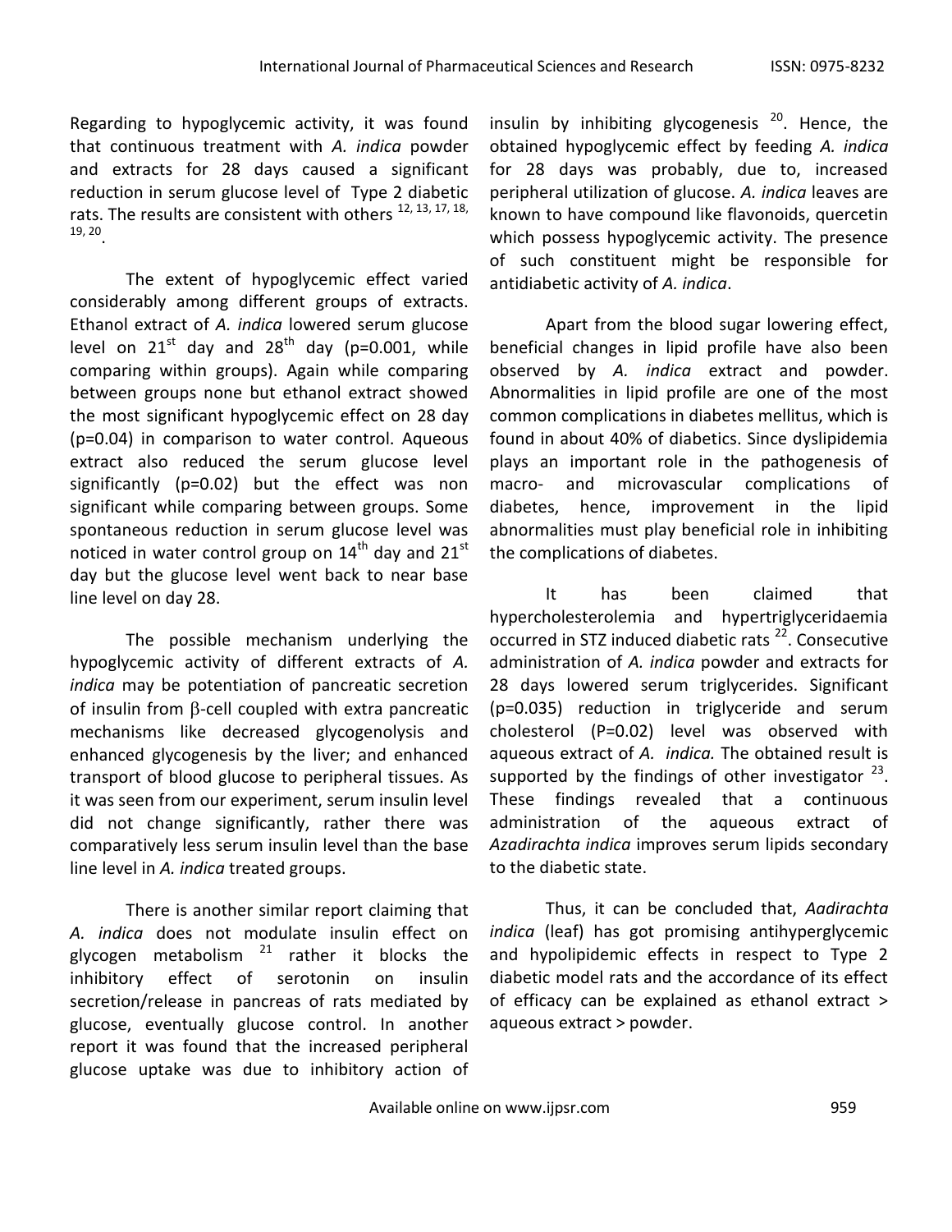Regarding to hypoglycemic activity, it was found that continuous treatment with *A. indica* powder and extracts for 28 days caused a significant reduction in serum glucose level of Type 2 diabetic rats. The results are consistent with others [12, 13, 17, 18, 19, 20].

The extent of hypoglycemic effect varied considerably among different groups of extracts. Ethanol extract of *A. indica* lowered serum glucose level on 21st day and 28th day (p=0.001, while comparing within groups). Again while comparing between groups none but ethanol extract showed the most significant hypoglycemic effect on 28 day (p=0.04) in comparison to water control. Aqueous extract also reduced the serum glucose level significantly (p=0.02) but the effect was non significant while comparing between groups. Some spontaneous reduction in serum glucose level was noticed in water control group on 14th day and 21st day but the glucose level went back to near base line level on day 28.

The possible mechanism underlying the hypoglycemic activity of different extracts of *A. indica* may be potentiation of pancreatic secretion of insulin from β-cell coupled with extra pancreatic mechanisms like decreased glycogenolysis and enhanced glycogenesis by the liver; and enhanced transport of blood glucose to peripheral tissues. As it was seen from our experiment, serum insulin level did not change significantly, rather there was comparatively less serum insulin level than the base line level in *A. indica* treated groups.

There is another similar report claiming that *A. indica* does not modulate insulin effect on glycogen metabolism [21] rather it blocks the inhibitory effect of serotonin on insulin secretion/release in pancreas of rats mediated by glucose, eventually glucose control. In another report it was found that the increased peripheral glucose uptake was due to inhibitory action of insulin by inhibiting glycogenesis [20]. Hence, the obtained hypoglycemic effect by feeding *A. indica* for 28 days was probably, due to, increased peripheral utilization of glucose. *A. indica* leaves are known to have compound like flavonoids, quercetin which possess hypoglycemic activity. The presence of such constituent might be responsible for antidiabetic activity of *A. indica*.

Apart from the blood sugar lowering effect, beneficial changes in lipid profile have also been observed by *A. indica* extract and powder. Abnormalities in lipid profile are one of the most common complications in diabetes mellitus, which is found in about 40% of diabetics. Since dyslipidemia plays an important role in the pathogenesis of macro- and microvascular complications of diabetes, hence, improvement in the lipid abnormalities must play beneficial role in inhibiting the complications of diabetes.

It has been claimed that hypercholesterolemia and hypertriglyceridaemia occurred in STZ induced diabetic rats [22]. Consecutive administration of *A. indica* powder and extracts for 28 days lowered serum triglycerides. Significant (p=0.035) reduction in triglyceride and serum cholesterol (P=0.02) level was observed with aqueous extract of *A. indica.* The obtained result is supported by the findings of other investigator [23]. These findings revealed that a continuous administration of the aqueous extract of *Azadirachta indica* improves serum lipids secondary to the diabetic state.

Thus, it can be concluded that, *Aadirachta indica* (leaf) has got promising antihyperglycemic and hypolipidemic effects in respect to Type 2 diabetic model rats and the accordance of its effect of efficacy can be explained as ethanol extract > aqueous extract > powder.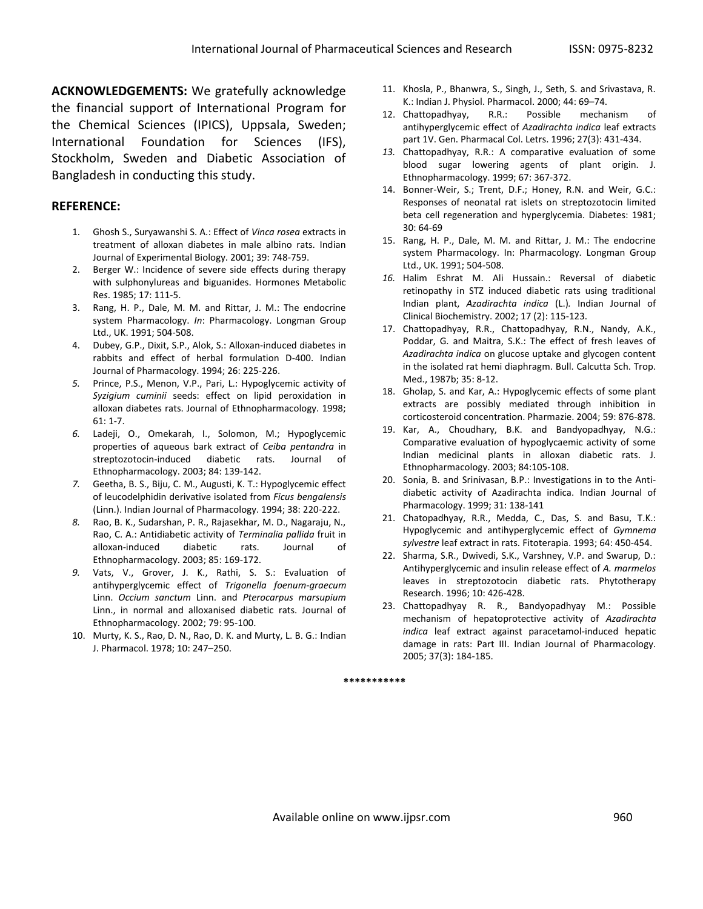**ACKNOWLEDGEMENTS:** We gratefully acknowledge the financial support of International Program for the Chemical Sciences (IPICS), Uppsala, Sweden; International Foundation for Sciences (IFS), Stockholm, Sweden and Diabetic Association of Bangladesh in conducting this study.

## REFERENCE:

1. Ghosh S., Suryawanshi S. A.: Effect of *Vinca rosea* extracts in treatment of alloxan diabetes in male albino rats. Indian Journal of Experimental Biology. 2001; 39: 748-759.
2. Berger W.: Incidence of severe side effects during therapy with sulphonylureas and biguanides. Hormones Metabolic Res. 1985; 17: 111-5.
3. Rang, H. P., Dale, M. M. and Rittar, J. M.: The endocrine system Pharmacology. *In*: Pharmacology. Longman Group Ltd., UK. 1991; 504-508.
4. Dubey, G.P., Dixit, S.P., Alok, S.: Alloxan-induced diabetes in rabbits and effect of herbal formulation D-400. Indian Journal of Pharmacology. 1994; 26: 225-226.
5. Prince, P.S., Menon, V.P., Pari, L.: Hypoglycemic activity of *Syzigium cuminii* seeds: effect on lipid peroxidation in alloxan diabetes rats. Journal of Ethnopharmacology. 1998; 61: 1-7.
6. Ladeji, O., Omekarah, I., Solomon, M.; Hypoglycemic properties of aqueous bark extract of *Ceiba pentandra* in streptozotocin-induced diabetic rats. Journal of Ethnopharmacology. 2003; 84: 139-142.
7. Geetha, B. S., Biju, C. M., Augusti, K. T.: Hypoglycemic effect of leucodelphidin derivative isolated from *Ficus bengalensis* (Linn.). Indian Journal of Pharmacology. 1994; 38: 220-222.
8. Rao, B. K., Sudarshan, P. R., Rajasekhar, M. D., Nagaraju, N., Rao, C. A.: Antidiabetic activity of *Terminalia pallida* fruit in alloxan-induced diabetic rats. Journal of Ethnopharmacology. 2003; 85: 169-172.
9. Vats, V., Grover, J. K., Rathi, S. S.: Evaluation of antihyperglycemic effect of *Trigonella foenum-graecum* Linn. *Occium sanctum* Linn. and *Pterocarpus marsupium* Linn., in normal and alloxanised diabetic rats. Journal of Ethnopharmacology. 2002; 79: 95-100.
10. Murty, K. S., Rao, D. N., Rao, D. K. and Murty, L. B. G.: Indian J. Pharmacol. 1978; 10: 247–250.
11. Khosla, P., Bhanwra, S., Singh, J., Seth, S. and Srivastava, R. K.: Indian J. Physiol. Pharmacol. 2000; 44: 69–74.
12. Chattopadhyay, R.R.: Possible mechanism of antihyperglycemic effect of *Azadirachta indica* leaf extracts part 1V. Gen. Pharmacal Col. Letrs. 1996; 27(3): 431-434.
13. Chattopadhyay, R.R.: A comparative evaluation of some blood sugar lowering agents of plant origin. J. Ethnopharmacology. 1999; 67: 367-372.
14. Bonner-Weir, S.; Trent, D.F.; Honey, R.N. and Weir, G.C.: Responses of neonatal rat islets on streptozotocin limited beta cell regeneration and hyperglycemia. Diabetes: 1981; 30: 64-69
15. Rang, H. P., Dale, M. M. and Rittar, J. M.: The endocrine system Pharmacology. In: Pharmacology. Longman Group Ltd., UK. 1991; 504-508.
16. Halim Eshrat M. Ali Hussain.: Reversal of diabetic retinopathy in STZ induced diabetic rats using traditional Indian plant, *Azadirachta indica* (L.). Indian Journal of Clinical Biochemistry. 2002; 17 (2): 115-123.
17. Chattopadhyay, R.R., Chattopadhyay, R.N., Nandy, A.K., Poddar, G. and Maitra, S.K.: The effect of fresh leaves of *Azadirachta indica* on glucose uptake and glycogen content in the isolated rat hemi diaphragm. Bull. Calcutta Sch. Trop. Med., 1987b; 35: 8-12.
18. Gholap, S. and Kar, A.: Hypoglycemic effects of some plant extracts are possibly mediated through inhibition in corticosteroid concentration. Pharmazie. 2004; 59: 876-878.
19. Kar, A., Choudhary, B.K. and Bandyopadhyay, N.G.: Comparative evaluation of hypoglycaemic activity of some Indian medicinal plants in alloxan diabetic rats. J. Ethnopharmacology. 2003; 84:105-108.
20. Sonia, B. and Srinivasan, B.P.: Investigations in to the Anti-diabetic activity of Azadirachta indica. Indian Journal of Pharmacology. 1999; 31: 138-141
21. Chatopadhyay, R.R., Medda, C., Das, S. and Basu, T.K.: Hypoglycemic and antihyperglycemic effect of *Gymnema sylvestre* leaf extract in rats. Fitoterapia. 1993; 64: 450-454.
22. Sharma, S.R., Dwivedi, S.K., Varshney, V.P. and Swarup, D.: Antihyperglycemic and insulin release effect of *A. marmelos* leaves in streptozotocin diabetic rats. Phytotherapy Research. 1996; 10: 426-428.
23. Chattopadhyay R. R., Bandyopadhyay M.: Possible mechanism of hepatoprotective activity of *Azadirachta indica* leaf extract against paracetamol-induced hepatic damage in rats: Part III. Indian Journal of Pharmacology. 2005; 37(3): 184-185.

***********